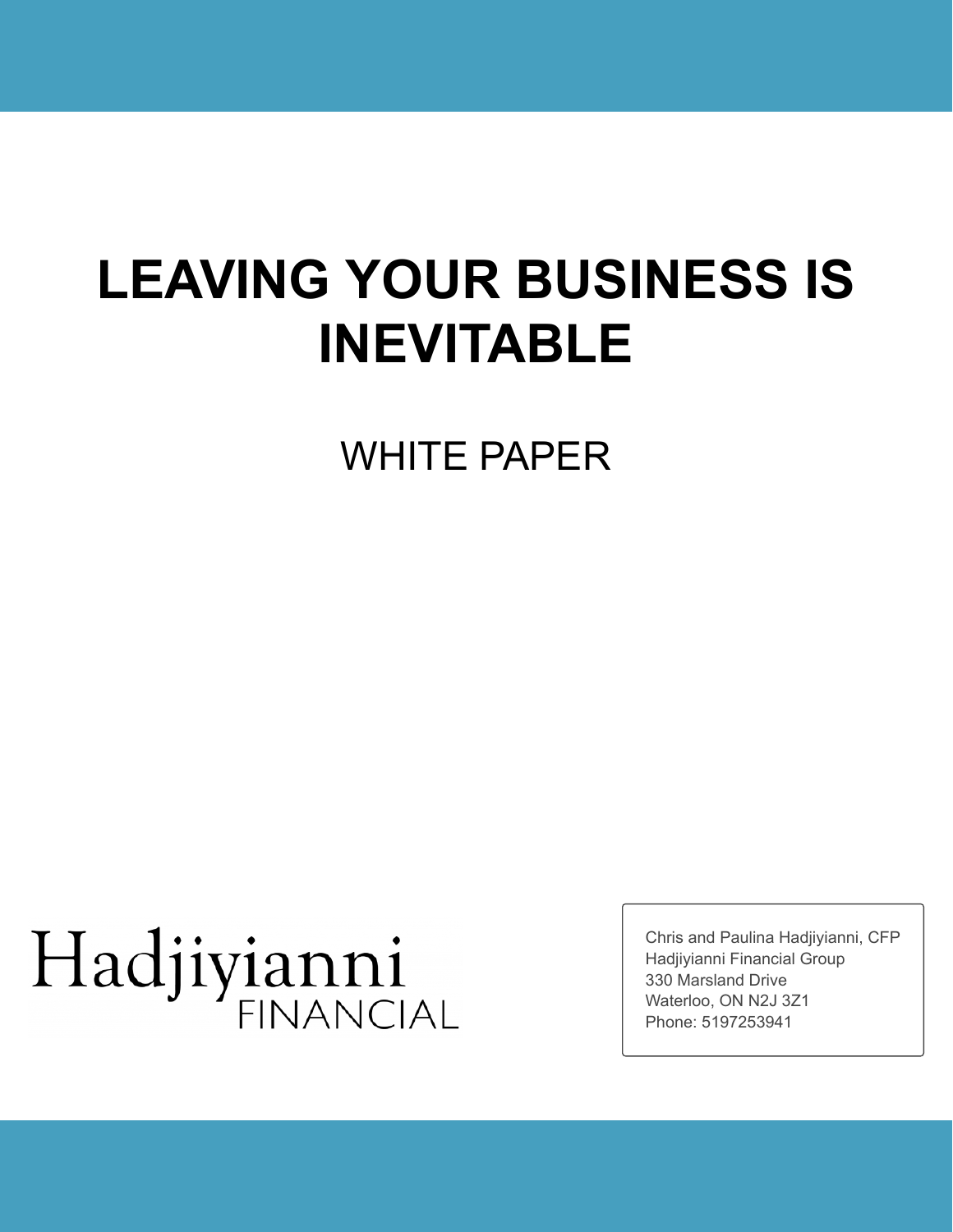# LEAVING YOUR BUSINESS IS INEVITABLE

WHITE PAPER

Hadjiyianni FINANCIAL

Chris and Paulina Hadjiyianni, CFP
Hadjiyianni Financial Group
330 Marsland Drive
Waterloo, ON N2J 3Z1
Phone: 5197253941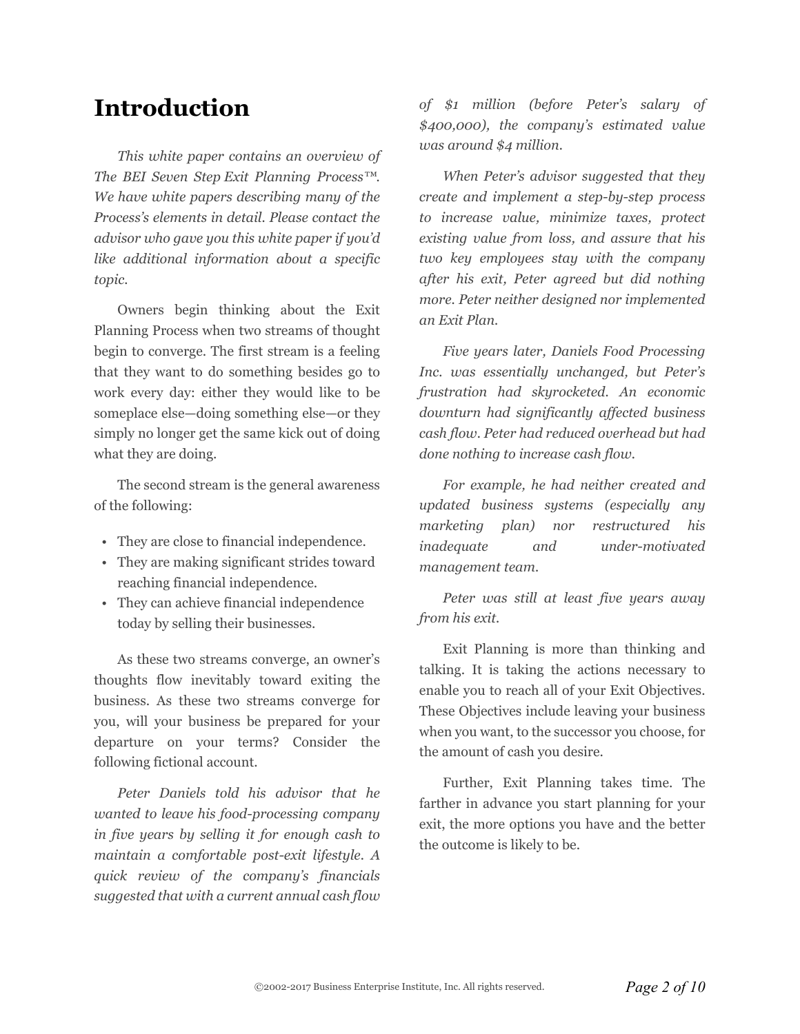# Introduction

*This white paper contains an overview of The BEI Seven Step Exit Planning Process™. We have white papers describing many of the Process's elements in detail. Please contact the advisor who gave you this white paper if you'd like additional information about a specific topic.*

Owners begin thinking about the Exit Planning Process when two streams of thought begin to converge. The first stream is a feeling that they want to do something besides go to work every day: either they would like to be someplace else—doing something else—or they simply no longer get the same kick out of doing what they are doing.

The second stream is the general awareness of the following:

- They are close to financial independence.
- They are making significant strides toward reaching financial independence.
- They can achieve financial independence today by selling their businesses.

As these two streams converge, an owner's thoughts flow inevitably toward exiting the business. As these two streams converge for you, will your business be prepared for your departure on your terms? Consider the following fictional account.

*Peter Daniels told his advisor that he wanted to leave his food-processing company in five years by selling it for enough cash to maintain a comfortable post-exit lifestyle. A quick review of the company's financials suggested that with a current annual cash flow of $1 million (before Peter's salary of $400,000), the company's estimated value was around $4 million.*

*When Peter's advisor suggested that they create and implement a step-by-step process to increase value, minimize taxes, protect existing value from loss, and assure that his two key employees stay with the company after his exit, Peter agreed but did nothing more. Peter neither designed nor implemented an Exit Plan.*

*Five years later, Daniels Food Processing Inc. was essentially unchanged, but Peter's frustration had skyrocketed. An economic downturn had significantly affected business cash flow. Peter had reduced overhead but had done nothing to increase cash flow.*

*For example, he had neither created and updated business systems (especially any marketing plan) nor restructured his inadequate and under-motivated management team.*

*Peter was still at least five years away from his exit.*

Exit Planning is more than thinking and talking. It is taking the actions necessary to enable you to reach all of your Exit Objectives. These Objectives include leaving your business when you want, to the successor you choose, for the amount of cash you desire.

Further, Exit Planning takes time. The farther in advance you start planning for your exit, the more options you have and the better the outcome is likely to be.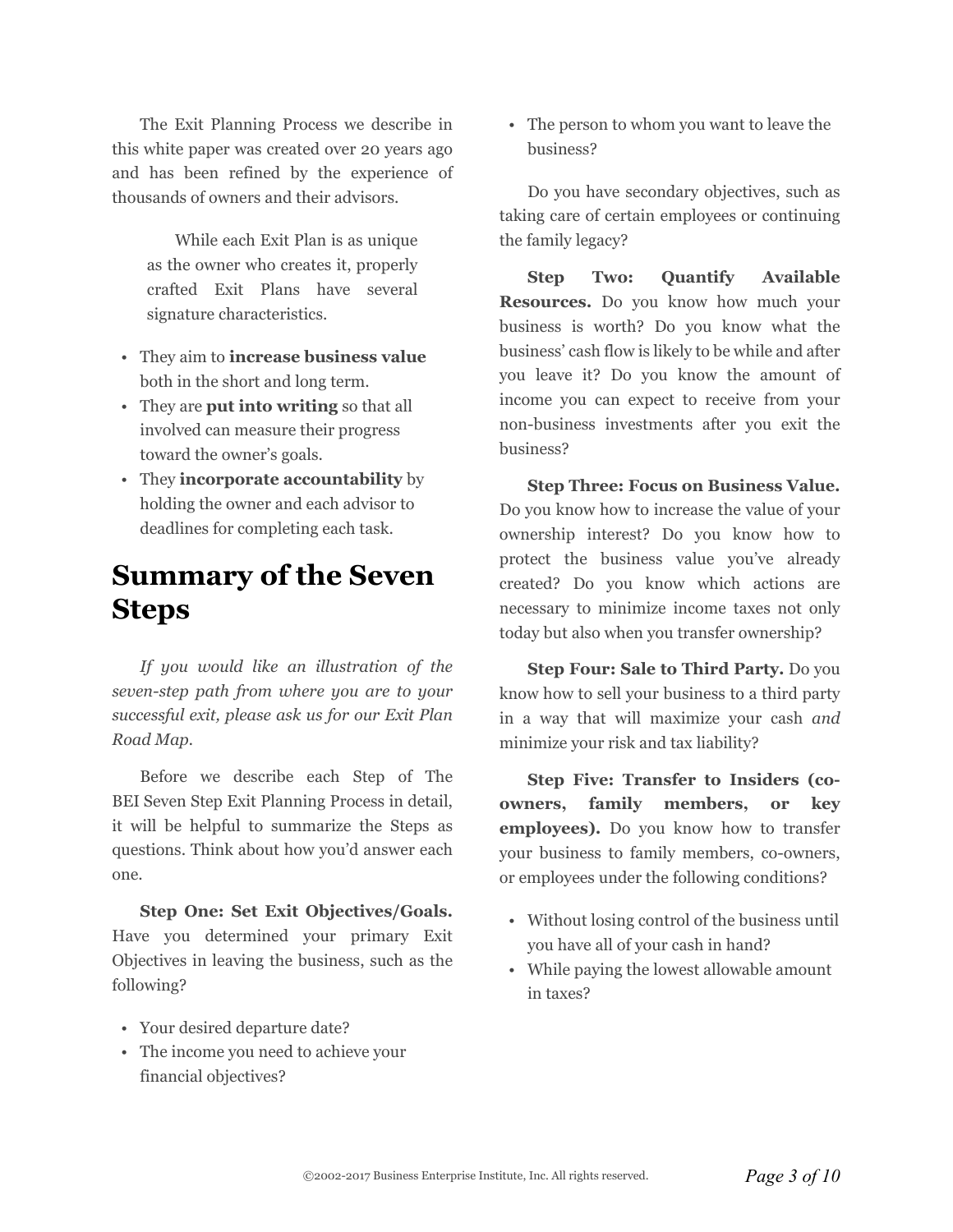The Exit Planning Process we describe in this white paper was created over 20 years ago and has been refined by the experience of thousands of owners and their advisors.

> While each Exit Plan is as unique as the owner who creates it, properly crafted Exit Plans have several signature characteristics.

- They aim to **increase business value** both in the short and long term.
- They are **put into writing** so that all involved can measure their progress toward the owner's goals.
- They **incorporate accountability** by holding the owner and each advisor to deadlines for completing each task.

## Summary of the Seven Steps

*If you would like an illustration of the seven-step path from where you are to your successful exit, please ask us for our Exit Plan Road Map.*

Before we describe each Step of The BEI Seven Step Exit Planning Process in detail, it will be helpful to summarize the Steps as questions. Think about how you'd answer each one.

**Step One: Set Exit Objectives/Goals.** Have you determined your primary Exit Objectives in leaving the business, such as the following?

- Your desired departure date?
- The income you need to achieve your financial objectives?
- The person to whom you want to leave the business?

Do you have secondary objectives, such as taking care of certain employees or continuing the family legacy?

**Step Two: Quantify Available Resources.** Do you know how much your business is worth? Do you know what the business' cash flow is likely to be while and after you leave it? Do you know the amount of income you can expect to receive from your non-business investments after you exit the business?

**Step Three: Focus on Business Value.** Do you know how to increase the value of your ownership interest? Do you know how to protect the business value you've already created? Do you know which actions are necessary to minimize income taxes not only today but also when you transfer ownership?

**Step Four: Sale to Third Party.** Do you know how to sell your business to a third party in a way that will maximize your cash *and* minimize your risk and tax liability?

**Step Five: Transfer to Insiders (co-owners, family members, or key employees).** Do you know how to transfer your business to family members, co-owners, or employees under the following conditions?

- Without losing control of the business until you have all of your cash in hand?
- While paying the lowest allowable amount in taxes?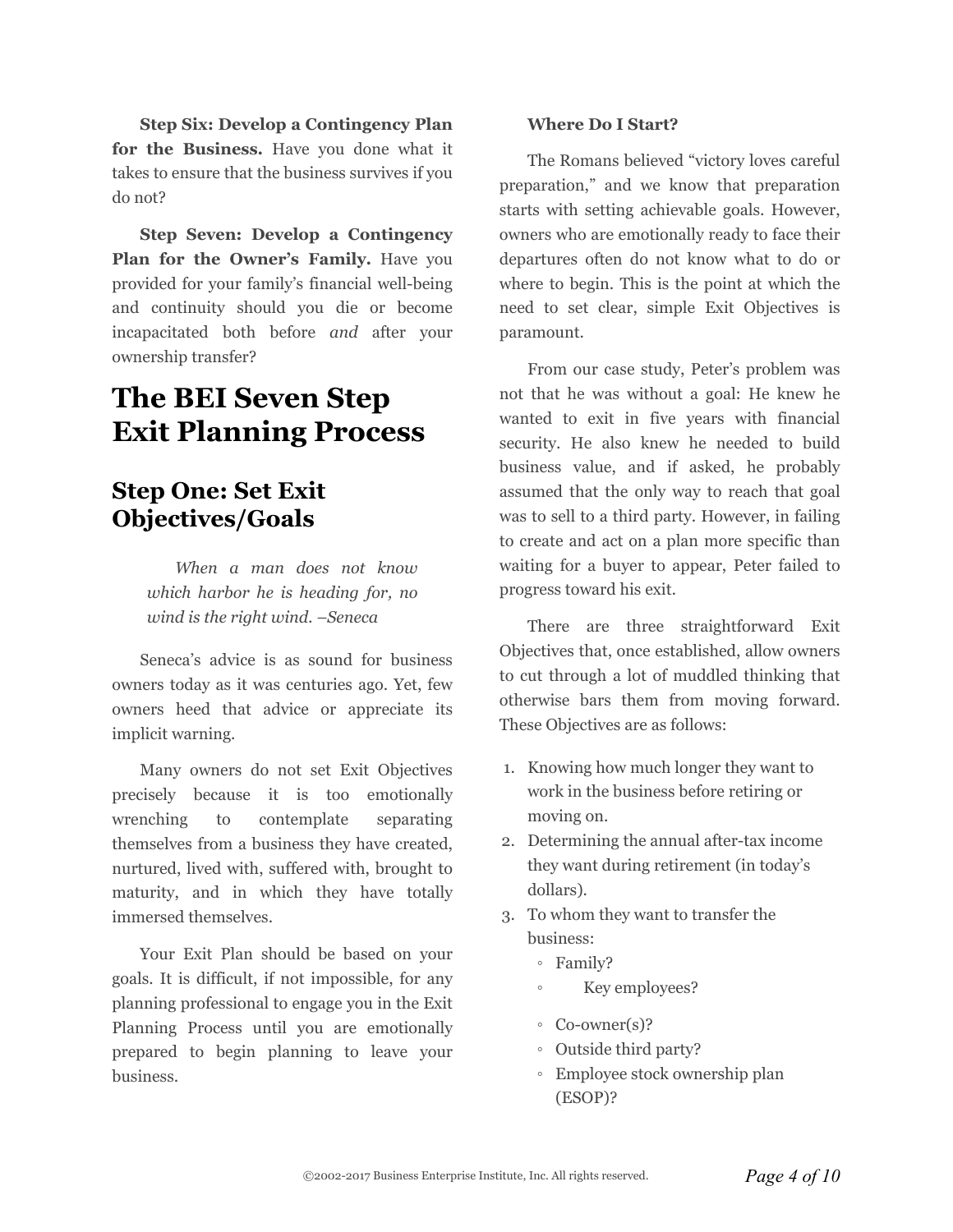**Step Six: Develop a Contingency Plan for the Business.** Have you done what it takes to ensure that the business survives if you do not?

**Step Seven: Develop a Contingency Plan for the Owner's Family.** Have you provided for your family's financial well-being and continuity should you die or become incapacitated both before *and* after your ownership transfer?

# The BEI Seven Step Exit Planning Process

## Step One: Set Exit Objectives/Goals

> *When a man does not know which harbor he is heading for, no wind is the right wind. –Seneca*

Seneca's advice is as sound for business owners today as it was centuries ago. Yet, few owners heed that advice or appreciate its implicit warning.

Many owners do not set Exit Objectives precisely because it is too emotionally wrenching to contemplate separating themselves from a business they have created, nurtured, lived with, suffered with, brought to maturity, and in which they have totally immersed themselves.

Your Exit Plan should be based on your goals. It is difficult, if not impossible, for any planning professional to engage you in the Exit Planning Process until you are emotionally prepared to begin planning to leave your business.

**Where Do I Start?**

The Romans believed "victory loves careful preparation," and we know that preparation starts with setting achievable goals. However, owners who are emotionally ready to face their departures often do not know what to do or where to begin. This is the point at which the need to set clear, simple Exit Objectives is paramount.

From our case study, Peter's problem was not that he was without a goal: He knew he wanted to exit in five years with financial security. He also knew he needed to build business value, and if asked, he probably assumed that the only way to reach that goal was to sell to a third party. However, in failing to create and act on a plan more specific than waiting for a buyer to appear, Peter failed to progress toward his exit.

There are three straightforward Exit Objectives that, once established, allow owners to cut through a lot of muddled thinking that otherwise bars them from moving forward. These Objectives are as follows:

1. Knowing how much longer they want to work in the business before retiring or moving on.
2. Determining the annual after-tax income they want during retirement (in today's dollars).
3. To whom they want to transfer the business:
   - Family?
   - Key employees?
   - Co-owner(s)?
   - Outside third party?
   - Employee stock ownership plan (ESOP)?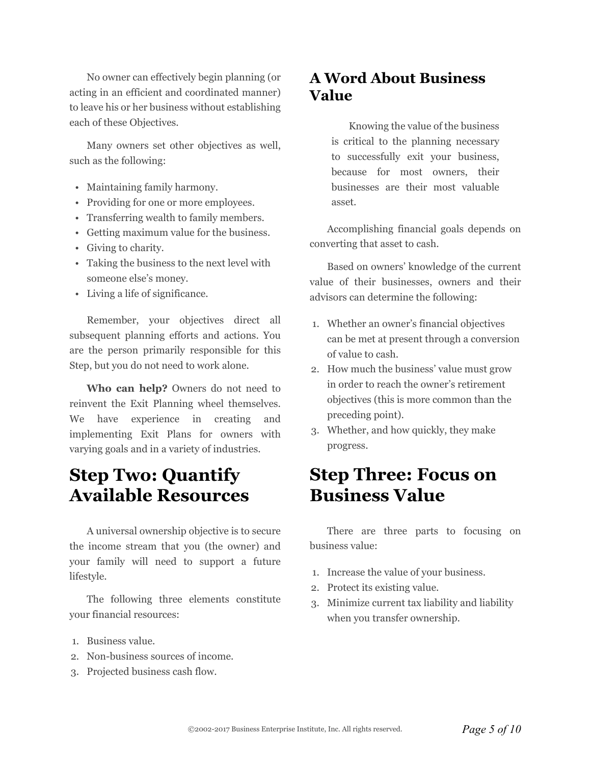No owner can effectively begin planning (or acting in an efficient and coordinated manner) to leave his or her business without establishing each of these Objectives.

Many owners set other objectives as well, such as the following:

- Maintaining family harmony.
- Providing for one or more employees.
- Transferring wealth to family members.
- Getting maximum value for the business.
- Giving to charity.
- Taking the business to the next level with someone else's money.
- Living a life of significance.

Remember, your objectives direct all subsequent planning efforts and actions. You are the person primarily responsible for this Step, but you do not need to work alone.

**Who can help?** Owners do not need to reinvent the Exit Planning wheel themselves. We have experience in creating and implementing Exit Plans for owners with varying goals and in a variety of industries.

# Step Two: Quantify Available Resources

A universal ownership objective is to secure the income stream that you (the owner) and your family will need to support a future lifestyle.

The following three elements constitute your financial resources:

1. Business value.
2. Non-business sources of income.
3. Projected business cash flow.

## A Word About Business Value

> Knowing the value of the business is critical to the planning necessary to successfully exit your business, because for most owners, their businesses are their most valuable asset.

Accomplishing financial goals depends on converting that asset to cash.

Based on owners' knowledge of the current value of their businesses, owners and their advisors can determine the following:

1. Whether an owner's financial objectives can be met at present through a conversion of value to cash.
2. How much the business' value must grow in order to reach the owner's retirement objectives (this is more common than the preceding point).
3. Whether, and how quickly, they make progress.

# Step Three: Focus on Business Value

There are three parts to focusing on business value:

1. Increase the value of your business.
2. Protect its existing value.
3. Minimize current tax liability and liability when you transfer ownership.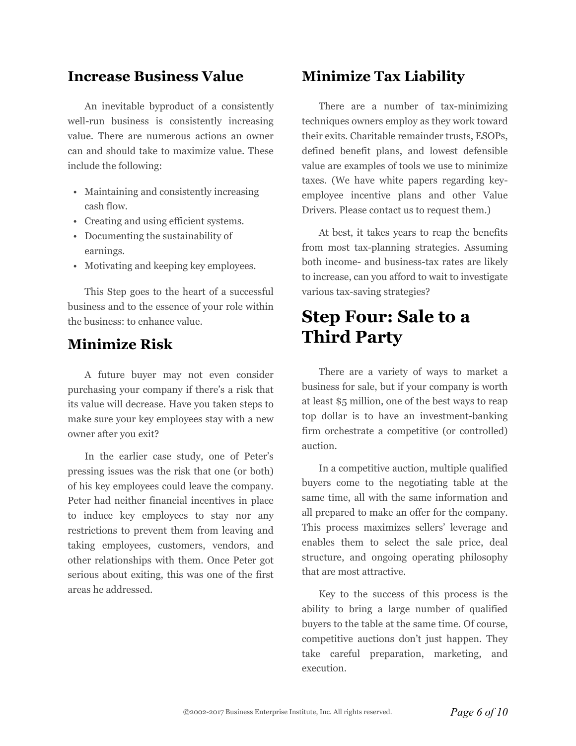## Increase Business Value

An inevitable byproduct of a consistently well-run business is consistently increasing value. There are numerous actions an owner can and should take to maximize value. These include the following:

- Maintaining and consistently increasing cash flow.
- Creating and using efficient systems.
- Documenting the sustainability of earnings.
- Motivating and keeping key employees.

This Step goes to the heart of a successful business and to the essence of your role within the business: to enhance value.

## Minimize Risk

A future buyer may not even consider purchasing your company if there's a risk that its value will decrease. Have you taken steps to make sure your key employees stay with a new owner after you exit?

In the earlier case study, one of Peter's pressing issues was the risk that one (or both) of his key employees could leave the company. Peter had neither financial incentives in place to induce key employees to stay nor any restrictions to prevent them from leaving and taking employees, customers, vendors, and other relationships with them. Once Peter got serious about exiting, this was one of the first areas he addressed.

## Minimize Tax Liability

There are a number of tax-minimizing techniques owners employ as they work toward their exits. Charitable remainder trusts, ESOPs, defined benefit plans, and lowest defensible value are examples of tools we use to minimize taxes. (We have white papers regarding key-employee incentive plans and other Value Drivers. Please contact us to request them.)

At best, it takes years to reap the benefits from most tax-planning strategies. Assuming both income- and business-tax rates are likely to increase, can you afford to wait to investigate various tax-saving strategies?

# Step Four: Sale to a Third Party

There are a variety of ways to market a business for sale, but if your company is worth at least $5 million, one of the best ways to reap top dollar is to have an investment-banking firm orchestrate a competitive (or controlled) auction.

In a competitive auction, multiple qualified buyers come to the negotiating table at the same time, all with the same information and all prepared to make an offer for the company. This process maximizes sellers' leverage and enables them to select the sale price, deal structure, and ongoing operating philosophy that are most attractive.

Key to the success of this process is the ability to bring a large number of qualified buyers to the table at the same time. Of course, competitive auctions don't just happen. They take careful preparation, marketing, and execution.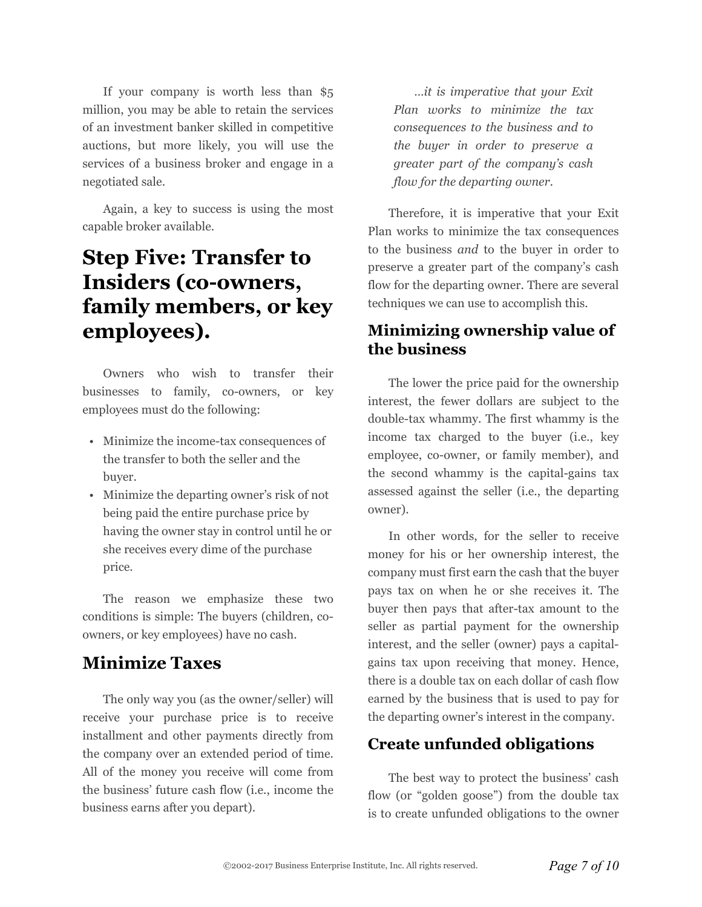If your company is worth less than $5 million, you may be able to retain the services of an investment banker skilled in competitive auctions, but more likely, you will use the services of a business broker and engage in a negotiated sale.

Again, a key to success is using the most capable broker available.

## Step Five: Transfer to Insiders (co-owners, family members, or key employees).

Owners who wish to transfer their businesses to family, co-owners, or key employees must do the following:

- Minimize the income-tax consequences of the transfer to both the seller and the buyer.
- Minimize the departing owner's risk of not being paid the entire purchase price by having the owner stay in control until he or she receives every dime of the purchase price.

The reason we emphasize these two conditions is simple: The buyers (children, co-owners, or key employees) have no cash.

### Minimize Taxes

The only way you (as the owner/seller) will receive your purchase price is to receive installment and other payments directly from the company over an extended period of time. All of the money you receive will come from the business' future cash flow (i.e., income the business earns after you depart).

> *...it is imperative that your Exit Plan works to minimize the tax consequences to the business and to the buyer in order to preserve a greater part of the company's cash flow for the departing owner.*

Therefore, it is imperative that your Exit Plan works to minimize the tax consequences to the business *and* to the buyer in order to preserve a greater part of the company's cash flow for the departing owner. There are several techniques we can use to accomplish this.

### Minimizing ownership value of the business

The lower the price paid for the ownership interest, the fewer dollars are subject to the double-tax whammy. The first whammy is the income tax charged to the buyer (i.e., key employee, co-owner, or family member), and the second whammy is the capital-gains tax assessed against the seller (i.e., the departing owner).

In other words, for the seller to receive money for his or her ownership interest, the company must first earn the cash that the buyer pays tax on when he or she receives it. The buyer then pays that after-tax amount to the seller as partial payment for the ownership interest, and the seller (owner) pays a capital-gains tax upon receiving that money. Hence, there is a double tax on each dollar of cash flow earned by the business that is used to pay for the departing owner's interest in the company.

### Create unfunded obligations

The best way to protect the business' cash flow (or "golden goose") from the double tax is to create unfunded obligations to the owner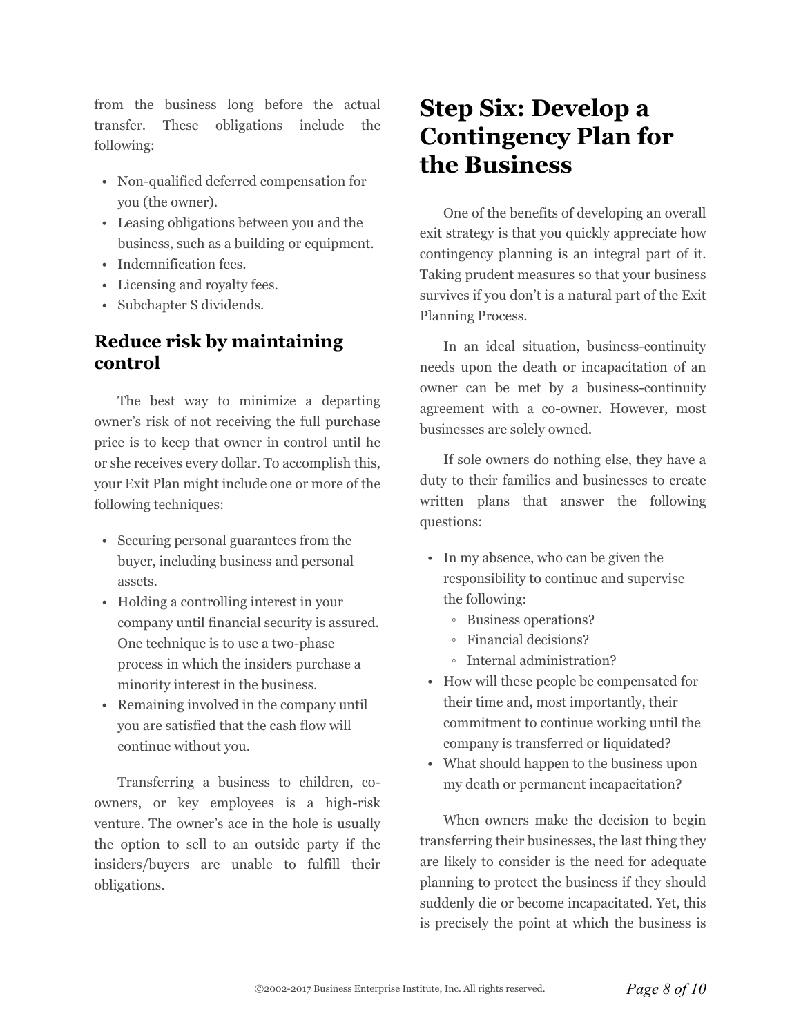from the business long before the actual transfer. These obligations include the following:

- Non-qualified deferred compensation for you (the owner).
- Leasing obligations between you and the business, such as a building or equipment.
- Indemnification fees.
- Licensing and royalty fees.
- Subchapter S dividends.

### Reduce risk by maintaining control

The best way to minimize a departing owner's risk of not receiving the full purchase price is to keep that owner in control until he or she receives every dollar. To accomplish this, your Exit Plan might include one or more of the following techniques:

- Securing personal guarantees from the buyer, including business and personal assets.
- Holding a controlling interest in your company until financial security is assured. One technique is to use a two-phase process in which the insiders purchase a minority interest in the business.
- Remaining involved in the company until you are satisfied that the cash flow will continue without you.

Transferring a business to children, co-owners, or key employees is a high-risk venture. The owner's ace in the hole is usually the option to sell to an outside party if the insiders/buyers are unable to fulfill their obligations.

## Step Six: Develop a Contingency Plan for the Business

One of the benefits of developing an overall exit strategy is that you quickly appreciate how contingency planning is an integral part of it. Taking prudent measures so that your business survives if you don't is a natural part of the Exit Planning Process.

In an ideal situation, business-continuity needs upon the death or incapacitation of an owner can be met by a business-continuity agreement with a co-owner. However, most businesses are solely owned.

If sole owners do nothing else, they have a duty to their families and businesses to create written plans that answer the following questions:

- In my absence, who can be given the responsibility to continue and supervise the following:
  - Business operations?
  - Financial decisions?
  - Internal administration?
- How will these people be compensated for their time and, most importantly, their commitment to continue working until the company is transferred or liquidated?
- What should happen to the business upon my death or permanent incapacitation?

When owners make the decision to begin transferring their businesses, the last thing they are likely to consider is the need for adequate planning to protect the business if they should suddenly die or become incapacitated. Yet, this is precisely the point at which the business is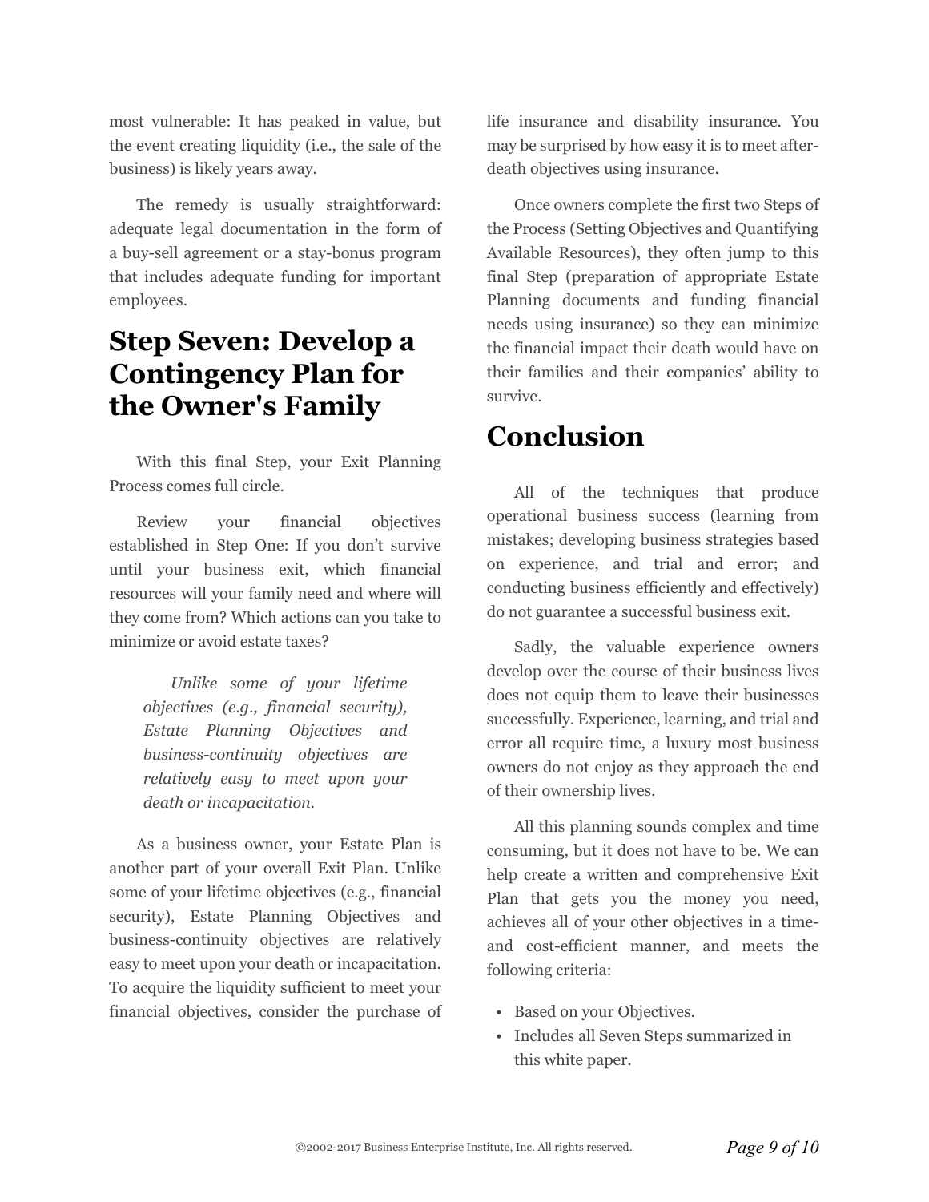most vulnerable: It has peaked in value, but the event creating liquidity (i.e., the sale of the business) is likely years away.

The remedy is usually straightforward: adequate legal documentation in the form of a buy-sell agreement or a stay-bonus program that includes adequate funding for important employees.

## Step Seven: Develop a Contingency Plan for the Owner's Family

With this final Step, your Exit Planning Process comes full circle.

Review your financial objectives established in Step One: If you don't survive until your business exit, which financial resources will your family need and where will they come from? Which actions can you take to minimize or avoid estate taxes?

> *Unlike some of your lifetime objectives (e.g., financial security), Estate Planning Objectives and business-continuity objectives are relatively easy to meet upon your death or incapacitation.*

As a business owner, your Estate Plan is another part of your overall Exit Plan. Unlike some of your lifetime objectives (e.g., financial security), Estate Planning Objectives and business-continuity objectives are relatively easy to meet upon your death or incapacitation. To acquire the liquidity sufficient to meet your financial objectives, consider the purchase of life insurance and disability insurance. You may be surprised by how easy it is to meet after-death objectives using insurance.

Once owners complete the first two Steps of the Process (Setting Objectives and Quantifying Available Resources), they often jump to this final Step (preparation of appropriate Estate Planning documents and funding financial needs using insurance) so they can minimize the financial impact their death would have on their families and their companies' ability to survive.

## Conclusion

All of the techniques that produce operational business success (learning from mistakes; developing business strategies based on experience, and trial and error; and conducting business efficiently and effectively) do not guarantee a successful business exit.

Sadly, the valuable experience owners develop over the course of their business lives does not equip them to leave their businesses successfully. Experience, learning, and trial and error all require time, a luxury most business owners do not enjoy as they approach the end of their ownership lives.

All this planning sounds complex and time consuming, but it does not have to be. We can help create a written and comprehensive Exit Plan that gets you the money you need, achieves all of your other objectives in a time- and cost-efficient manner, and meets the following criteria:

- Based on your Objectives.
- Includes all Seven Steps summarized in this white paper.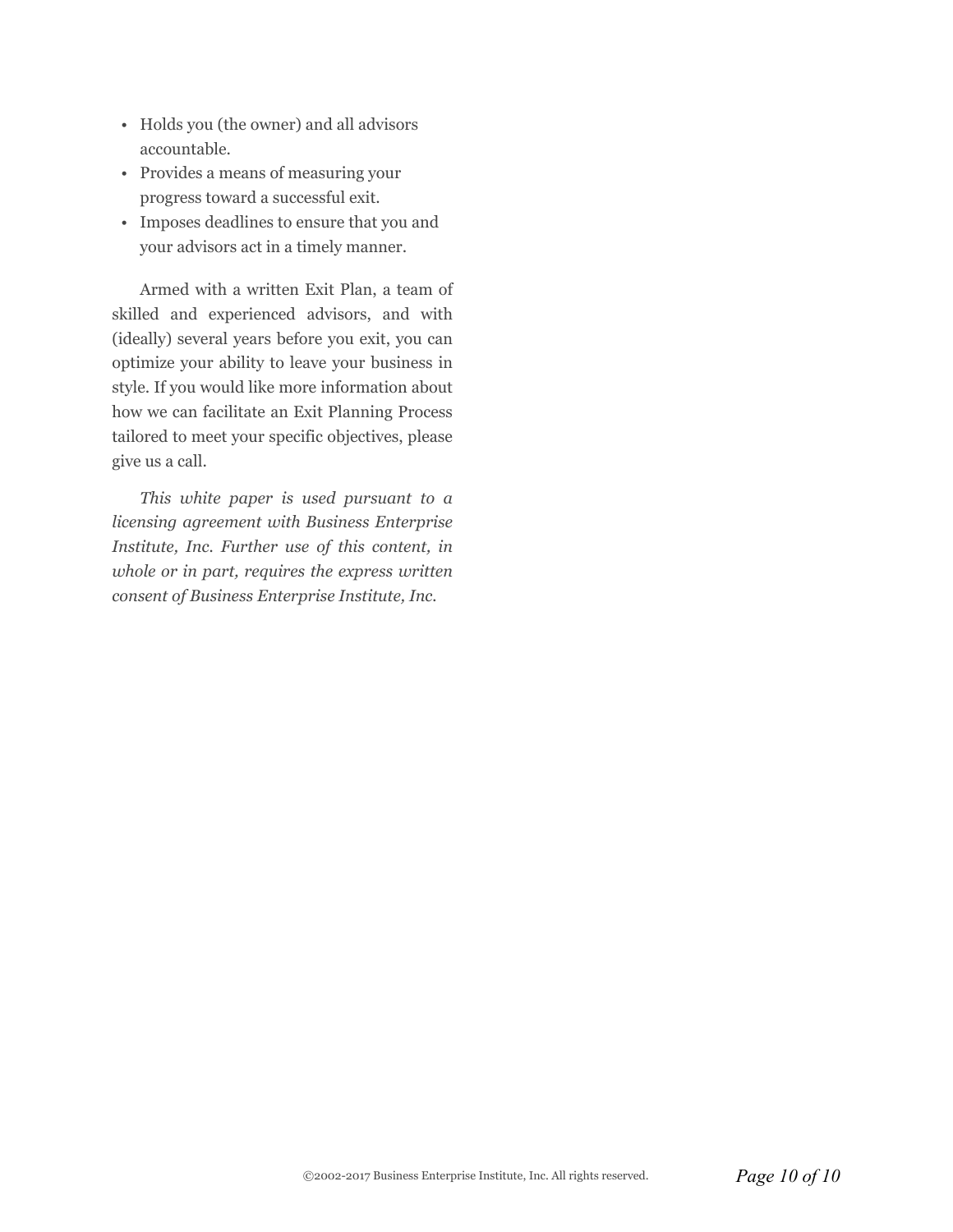- Holds you (the owner) and all advisors accountable.
- Provides a means of measuring your progress toward a successful exit.
- Imposes deadlines to ensure that you and your advisors act in a timely manner.

Armed with a written Exit Plan, a team of skilled and experienced advisors, and with (ideally) several years before you exit, you can optimize your ability to leave your business in style. If you would like more information about how we can facilitate an Exit Planning Process tailored to meet your specific objectives, please give us a call.

*This white paper is used pursuant to a licensing agreement with Business Enterprise Institute, Inc. Further use of this content, in whole or in part, requires the express written consent of Business Enterprise Institute, Inc.*